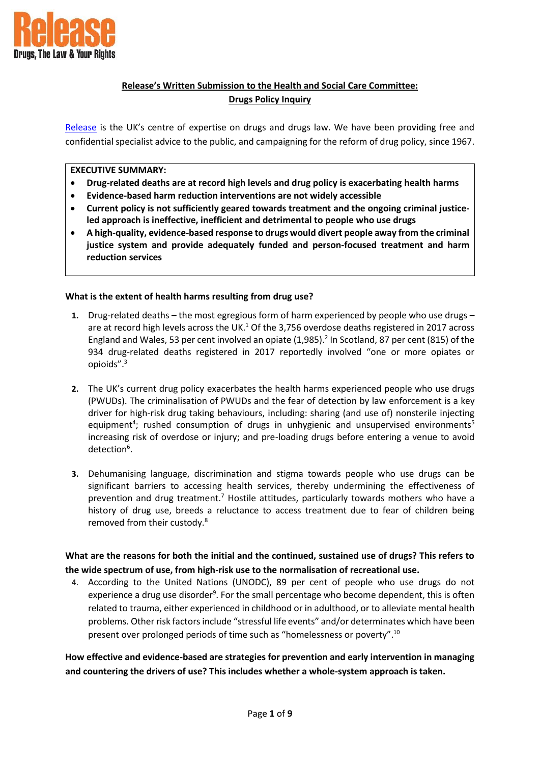Release
Drugs, The Law & Your Rights

# Release's Written Submission to the Health and Social Care Committee: Drugs Policy Inquiry

Release is the UK's centre of expertise on drugs and drugs law. We have been providing free and confidential specialist advice to the public, and campaigning for the reform of drug policy, since 1967.

**EXECUTIVE SUMMARY:**

- **Drug-related deaths are at record high levels and drug policy is exacerbating health harms**
- **Evidence-based harm reduction interventions are not widely accessible**
- **Current policy is not sufficiently geared towards treatment and the ongoing criminal justice-led approach is ineffective, inefficient and detrimental to people who use drugs**
- **A high-quality, evidence-based response to drugs would divert people away from the criminal justice system and provide adequately funded and person-focused treatment and harm reduction services**

**What is the extent of health harms resulting from drug use?**

1. Drug-related deaths – the most egregious form of harm experienced by people who use drugs – are at record high levels across the UK.[1] Of the 3,756 overdose deaths registered in 2017 across England and Wales, 53 per cent involved an opiate (1,985).[2] In Scotland, 87 per cent (815) of the 934 drug-related deaths registered in 2017 reportedly involved "one or more opiates or opioids".[3]

2. The UK's current drug policy exacerbates the health harms experienced people who use drugs (PWUDs). The criminalisation of PWUDs and the fear of detection by law enforcement is a key driver for high-risk drug taking behaviours, including: sharing (and use of) nonsterile injecting equipment[4]; rushed consumption of drugs in unhygienic and unsupervised environments[5] increasing risk of overdose or injury; and pre-loading drugs before entering a venue to avoid detection[6].

3. Dehumanising language, discrimination and stigma towards people who use drugs can be significant barriers to accessing health services, thereby undermining the effectiveness of prevention and drug treatment.[7] Hostile attitudes, particularly towards mothers who have a history of drug use, breeds a reluctance to access treatment due to fear of children being removed from their custody.[8]

**What are the reasons for both the initial and the continued, sustained use of drugs? This refers to the wide spectrum of use, from high-risk use to the normalisation of recreational use.**

4. According to the United Nations (UNODC), 89 per cent of people who use drugs do not experience a drug use disorder[9]. For the small percentage who become dependent, this is often related to trauma, either experienced in childhood or in adulthood, or to alleviate mental health problems. Other risk factors include "stressful life events" and/or determinates which have been present over prolonged periods of time such as "homelessness or poverty".[10]

**How effective and evidence-based are strategies for prevention and early intervention in managing and countering the drivers of use? This includes whether a whole-system approach is taken.**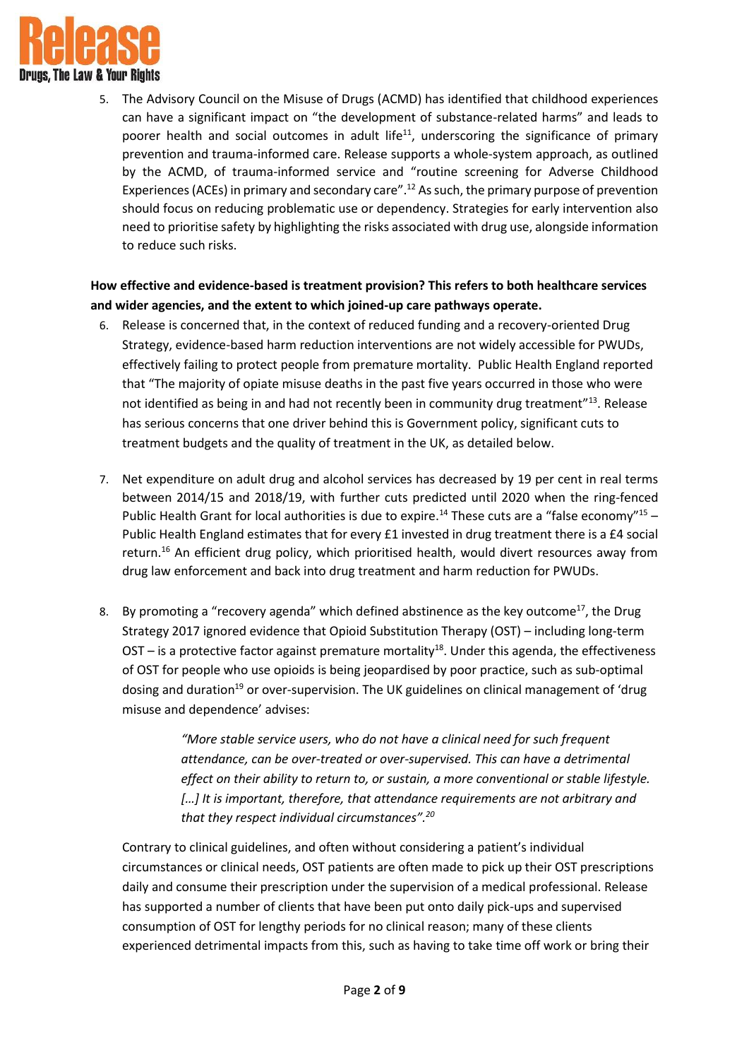5. The Advisory Council on the Misuse of Drugs (ACMD) has identified that childhood experiences can have a significant impact on "the development of substance-related harms" and leads to poorer health and social outcomes in adult life[11], underscoring the significance of primary prevention and trauma-informed care. Release supports a whole-system approach, as outlined by the ACMD, of trauma-informed service and "routine screening for Adverse Childhood Experiences (ACEs) in primary and secondary care".[12] As such, the primary purpose of prevention should focus on reducing problematic use or dependency. Strategies for early intervention also need to prioritise safety by highlighting the risks associated with drug use, alongside information to reduce such risks.

**How effective and evidence-based is treatment provision? This refers to both healthcare services and wider agencies, and the extent to which joined-up care pathways operate.**

6. Release is concerned that, in the context of reduced funding and a recovery-oriented Drug Strategy, evidence-based harm reduction interventions are not widely accessible for PWUDs, effectively failing to protect people from premature mortality. Public Health England reported that "The majority of opiate misuse deaths in the past five years occurred in those who were not identified as being in and had not recently been in community drug treatment"[13]. Release has serious concerns that one driver behind this is Government policy, significant cuts to treatment budgets and the quality of treatment in the UK, as detailed below.

7. Net expenditure on adult drug and alcohol services has decreased by 19 per cent in real terms between 2014/15 and 2018/19, with further cuts predicted until 2020 when the ring-fenced Public Health Grant for local authorities is due to expire.[14] These cuts are a "false economy"[15] – Public Health England estimates that for every £1 invested in drug treatment there is a £4 social return.[16] An efficient drug policy, which prioritised health, would divert resources away from drug law enforcement and back into drug treatment and harm reduction for PWUDs.

8. By promoting a "recovery agenda" which defined abstinence as the key outcome[17], the Drug Strategy 2017 ignored evidence that Opioid Substitution Therapy (OST) – including long-term OST – is a protective factor against premature mortality[18]. Under this agenda, the effectiveness of OST for people who use opioids is being jeopardised by poor practice, such as sub-optimal dosing and duration[19] or over-supervision. The UK guidelines on clinical management of 'drug misuse and dependence' advises:

> *"More stable service users, who do not have a clinical need for such frequent attendance, can be over-treated or over-supervised. This can have a detrimental effect on their ability to return to, or sustain, a more conventional or stable lifestyle. […] It is important, therefore, that attendance requirements are not arbitrary and that they respect individual circumstances".*[20]

Contrary to clinical guidelines, and often without considering a patient's individual circumstances or clinical needs, OST patients are often made to pick up their OST prescriptions daily and consume their prescription under the supervision of a medical professional. Release has supported a number of clients that have been put onto daily pick-ups and supervised consumption of OST for lengthy periods for no clinical reason; many of these clients experienced detrimental impacts from this, such as having to take time off work or bring their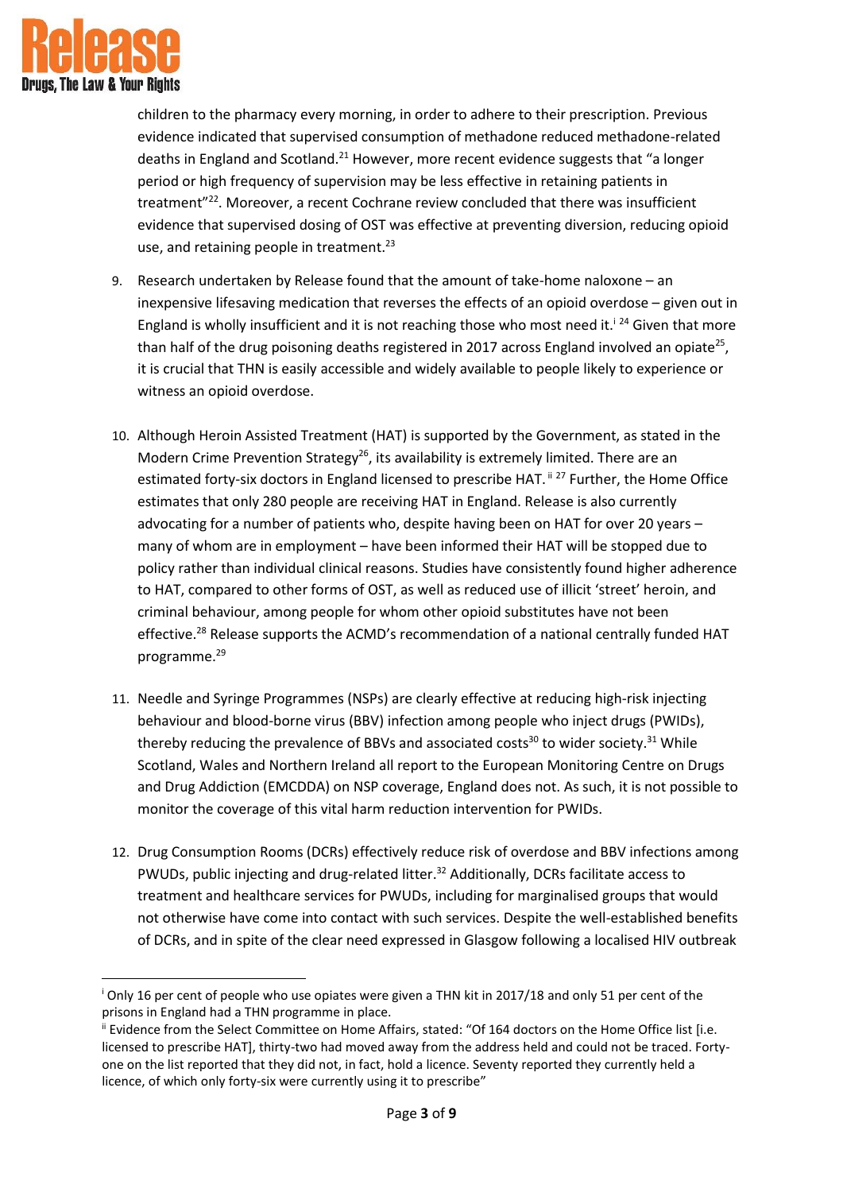children to the pharmacy every morning, in order to adhere to their prescription. Previous evidence indicated that supervised consumption of methadone reduced methadone-related deaths in England and Scotland.[21] However, more recent evidence suggests that "a longer period or high frequency of supervision may be less effective in retaining patients in treatment"[22]. Moreover, a recent Cochrane review concluded that there was insufficient evidence that supervised dosing of OST was effective at preventing diversion, reducing opioid use, and retaining people in treatment.[23]

9. Research undertaken by Release found that the amount of take-home naloxone – an inexpensive lifesaving medication that reverses the effects of an opioid overdose – given out in England is wholly insufficient and it is not reaching those who most need it.[i] [24] Given that more than half of the drug poisoning deaths registered in 2017 across England involved an opiate[25], it is crucial that THN is easily accessible and widely available to people likely to experience or witness an opioid overdose.

10. Although Heroin Assisted Treatment (HAT) is supported by the Government, as stated in the Modern Crime Prevention Strategy[26], its availability is extremely limited. There are an estimated forty-six doctors in England licensed to prescribe HAT.[ii] [27] Further, the Home Office estimates that only 280 people are receiving HAT in England. Release is also currently advocating for a number of patients who, despite having been on HAT for over 20 years – many of whom are in employment – have been informed their HAT will be stopped due to policy rather than individual clinical reasons. Studies have consistently found higher adherence to HAT, compared to other forms of OST, as well as reduced use of illicit 'street' heroin, and criminal behaviour, among people for whom other opioid substitutes have not been effective.[28] Release supports the ACMD's recommendation of a national centrally funded HAT programme.[29]

11. Needle and Syringe Programmes (NSPs) are clearly effective at reducing high-risk injecting behaviour and blood-borne virus (BBV) infection among people who inject drugs (PWIDs), thereby reducing the prevalence of BBVs and associated costs[30] to wider society.[31] While Scotland, Wales and Northern Ireland all report to the European Monitoring Centre on Drugs and Drug Addiction (EMCDDA) on NSP coverage, England does not. As such, it is not possible to monitor the coverage of this vital harm reduction intervention for PWIDs.

12. Drug Consumption Rooms (DCRs) effectively reduce risk of overdose and BBV infections among PWUDs, public injecting and drug-related litter.[32] Additionally, DCRs facilitate access to treatment and healthcare services for PWUDs, including for marginalised groups that would not otherwise have come into contact with such services. Despite the well-established benefits of DCRs, and in spite of the clear need expressed in Glasgow following a localised HIV outbreak

---

[i] Only 16 per cent of people who use opiates were given a THN kit in 2017/18 and only 51 per cent of the prisons in England had a THN programme in place.

[ii] Evidence from the Select Committee on Home Affairs, stated: "Of 164 doctors on the Home Office list [i.e. licensed to prescribe HAT], thirty-two had moved away from the address held and could not be traced. Forty-one on the list reported that they did not, in fact, hold a licence. Seventy reported they currently held a licence, of which only forty-six were currently using it to prescribe"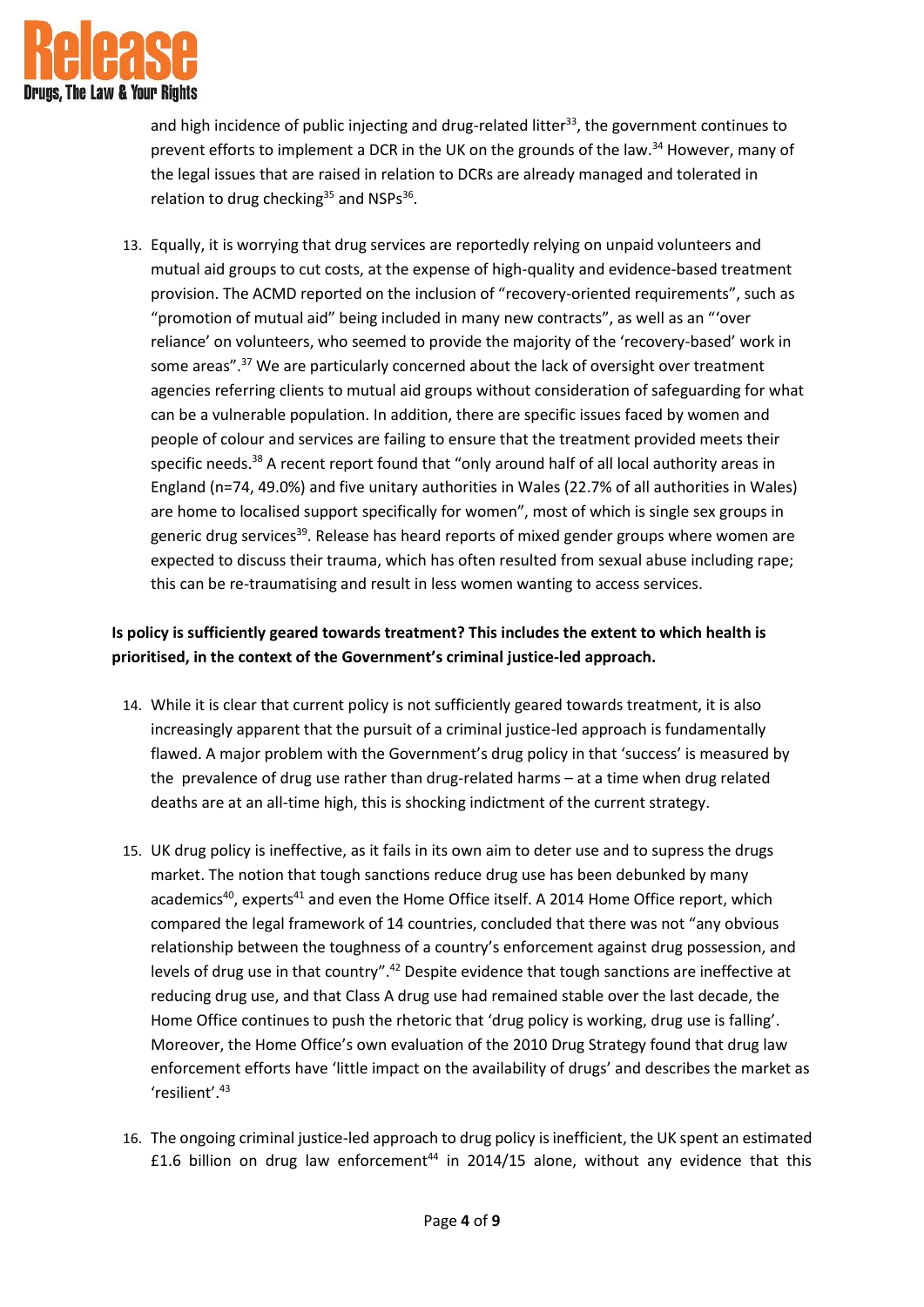and high incidence of public injecting and drug-related litter[33], the government continues to prevent efforts to implement a DCR in the UK on the grounds of the law.[34] However, many of the legal issues that are raised in relation to DCRs are already managed and tolerated in relation to drug checking[35] and NSPs[36].

13. Equally, it is worrying that drug services are reportedly relying on unpaid volunteers and mutual aid groups to cut costs, at the expense of high-quality and evidence-based treatment provision. The ACMD reported on the inclusion of "recovery-oriented requirements", such as "promotion of mutual aid" being included in many new contracts", as well as an "'over reliance' on volunteers, who seemed to provide the majority of the 'recovery-based' work in some areas".[37] We are particularly concerned about the lack of oversight over treatment agencies referring clients to mutual aid groups without consideration of safeguarding for what can be a vulnerable population. In addition, there are specific issues faced by women and people of colour and services are failing to ensure that the treatment provided meets their specific needs.[38] A recent report found that "only around half of all local authority areas in England (n=74, 49.0%) and five unitary authorities in Wales (22.7% of all authorities in Wales) are home to localised support specifically for women", most of which is single sex groups in generic drug services[39]. Release has heard reports of mixed gender groups where women are expected to discuss their trauma, which has often resulted from sexual abuse including rape; this can be re-traumatising and result in less women wanting to access services.

**Is policy is sufficiently geared towards treatment? This includes the extent to which health is prioritised, in the context of the Government's criminal justice-led approach.**

14. While it is clear that current policy is not sufficiently geared towards treatment, it is also increasingly apparent that the pursuit of a criminal justice-led approach is fundamentally flawed. A major problem with the Government's drug policy in that 'success' is measured by the prevalence of drug use rather than drug-related harms – at a time when drug related deaths are at an all-time high, this is shocking indictment of the current strategy.

15. UK drug policy is ineffective, as it fails in its own aim to deter use and to supress the drugs market. The notion that tough sanctions reduce drug use has been debunked by many academics[40], experts[41] and even the Home Office itself. A 2014 Home Office report, which compared the legal framework of 14 countries, concluded that there was not "any obvious relationship between the toughness of a country's enforcement against drug possession, and levels of drug use in that country".[42] Despite evidence that tough sanctions are ineffective at reducing drug use, and that Class A drug use had remained stable over the last decade, the Home Office continues to push the rhetoric that 'drug policy is working, drug use is falling'. Moreover, the Home Office's own evaluation of the 2010 Drug Strategy found that drug law enforcement efforts have 'little impact on the availability of drugs' and describes the market as 'resilient'.[43]

16. The ongoing criminal justice-led approach to drug policy is inefficient, the UK spent an estimated £1.6 billion on drug law enforcement[44] in 2014/15 alone, without any evidence that this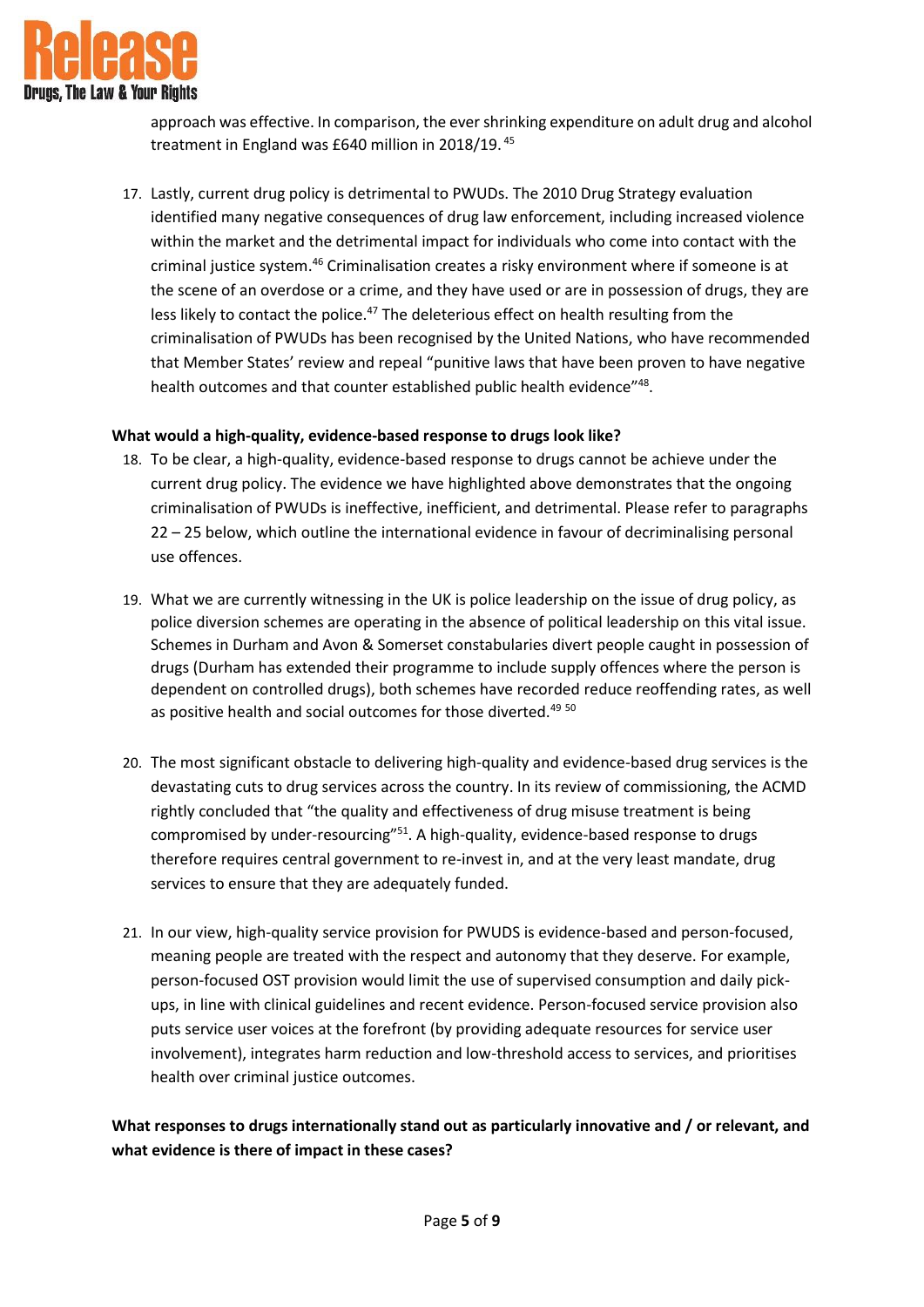approach was effective. In comparison, the ever shrinking expenditure on adult drug and alcohol treatment in England was £640 million in 2018/19.[45]

17. Lastly, current drug policy is detrimental to PWUDs. The 2010 Drug Strategy evaluation identified many negative consequences of drug law enforcement, including increased violence within the market and the detrimental impact for individuals who come into contact with the criminal justice system.[46] Criminalisation creates a risky environment where if someone is at the scene of an overdose or a crime, and they have used or are in possession of drugs, they are less likely to contact the police.[47] The deleterious effect on health resulting from the criminalisation of PWUDs has been recognised by the United Nations, who have recommended that Member States' review and repeal "punitive laws that have been proven to have negative health outcomes and that counter established public health evidence"[48].

**What would a high-quality, evidence-based response to drugs look like?**

18. To be clear, a high-quality, evidence-based response to drugs cannot be achieve under the current drug policy. The evidence we have highlighted above demonstrates that the ongoing criminalisation of PWUDs is ineffective, inefficient, and detrimental. Please refer to paragraphs 22 – 25 below, which outline the international evidence in favour of decriminalising personal use offences.

19. What we are currently witnessing in the UK is police leadership on the issue of drug policy, as police diversion schemes are operating in the absence of political leadership on this vital issue. Schemes in Durham and Avon & Somerset constabularies divert people caught in possession of drugs (Durham has extended their programme to include supply offences where the person is dependent on controlled drugs), both schemes have recorded reduce reoffending rates, as well as positive health and social outcomes for those diverted.[49] [50]

20. The most significant obstacle to delivering high-quality and evidence-based drug services is the devastating cuts to drug services across the country. In its review of commissioning, the ACMD rightly concluded that "the quality and effectiveness of drug misuse treatment is being compromised by under-resourcing"[51]. A high-quality, evidence-based response to drugs therefore requires central government to re-invest in, and at the very least mandate, drug services to ensure that they are adequately funded.

21. In our view, high-quality service provision for PWUDS is evidence-based and person-focused, meaning people are treated with the respect and autonomy that they deserve. For example, person-focused OST provision would limit the use of supervised consumption and daily pick-ups, in line with clinical guidelines and recent evidence. Person-focused service provision also puts service user voices at the forefront (by providing adequate resources for service user involvement), integrates harm reduction and low-threshold access to services, and prioritises health over criminal justice outcomes.

**What responses to drugs internationally stand out as particularly innovative and / or relevant, and what evidence is there of impact in these cases?**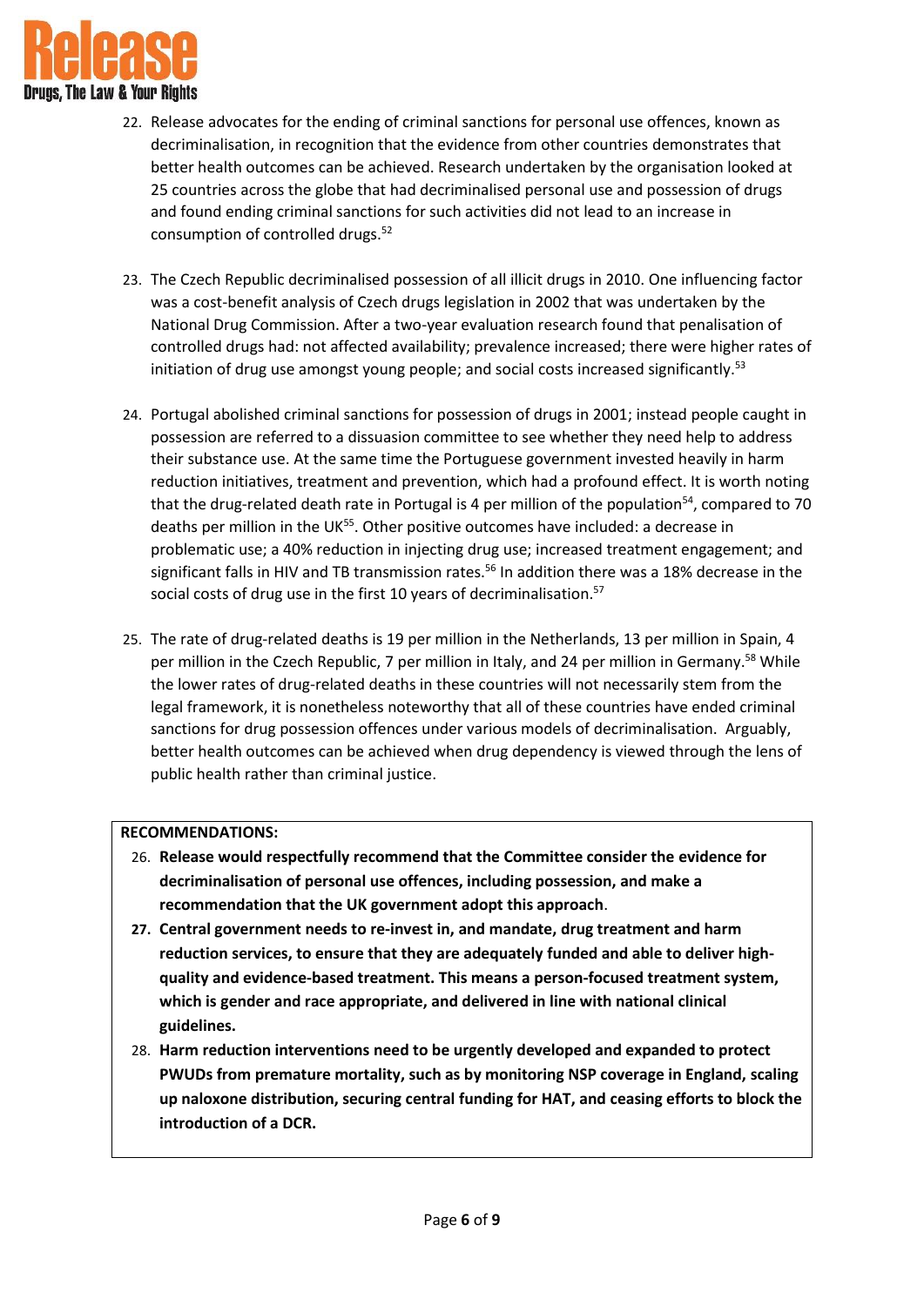22. Release advocates for the ending of criminal sanctions for personal use offences, known as decriminalisation, in recognition that the evidence from other countries demonstrates that better health outcomes can be achieved. Research undertaken by the organisation looked at 25 countries across the globe that had decriminalised personal use and possession of drugs and found ending criminal sanctions for such activities did not lead to an increase in consumption of controlled drugs.[52]

23. The Czech Republic decriminalised possession of all illicit drugs in 2010. One influencing factor was a cost-benefit analysis of Czech drugs legislation in 2002 that was undertaken by the National Drug Commission. After a two-year evaluation research found that penalisation of controlled drugs had: not affected availability; prevalence increased; there were higher rates of initiation of drug use amongst young people; and social costs increased significantly.[53]

24. Portugal abolished criminal sanctions for possession of drugs in 2001; instead people caught in possession are referred to a dissuasion committee to see whether they need help to address their substance use. At the same time the Portuguese government invested heavily in harm reduction initiatives, treatment and prevention, which had a profound effect. It is worth noting that the drug-related death rate in Portugal is 4 per million of the population[54], compared to 70 deaths per million in the UK[55]. Other positive outcomes have included: a decrease in problematic use; a 40% reduction in injecting drug use; increased treatment engagement; and significant falls in HIV and TB transmission rates.[56] In addition there was a 18% decrease in the social costs of drug use in the first 10 years of decriminalisation.[57]

25. The rate of drug-related deaths is 19 per million in the Netherlands, 13 per million in Spain, 4 per million in the Czech Republic, 7 per million in Italy, and 24 per million in Germany.[58] While the lower rates of drug-related deaths in these countries will not necessarily stem from the legal framework, it is nonetheless noteworthy that all of these countries have ended criminal sanctions for drug possession offences under various models of decriminalisation. Arguably, better health outcomes can be achieved when drug dependency is viewed through the lens of public health rather than criminal justice.

**RECOMMENDATIONS:**

26. **Release would respectfully recommend that the Committee consider the evidence for decriminalisation of personal use offences, including possession, and make a recommendation that the UK government adopt this approach**.
27. **Central government needs to re-invest in, and mandate, drug treatment and harm reduction services, to ensure that they are adequately funded and able to deliver high-quality and evidence-based treatment. This means a person-focused treatment system, which is gender and race appropriate, and delivered in line with national clinical guidelines.**
28. **Harm reduction interventions need to be urgently developed and expanded to protect PWUDs from premature mortality, such as by monitoring NSP coverage in England, scaling up naloxone distribution, securing central funding for HAT, and ceasing efforts to block the introduction of a DCR.**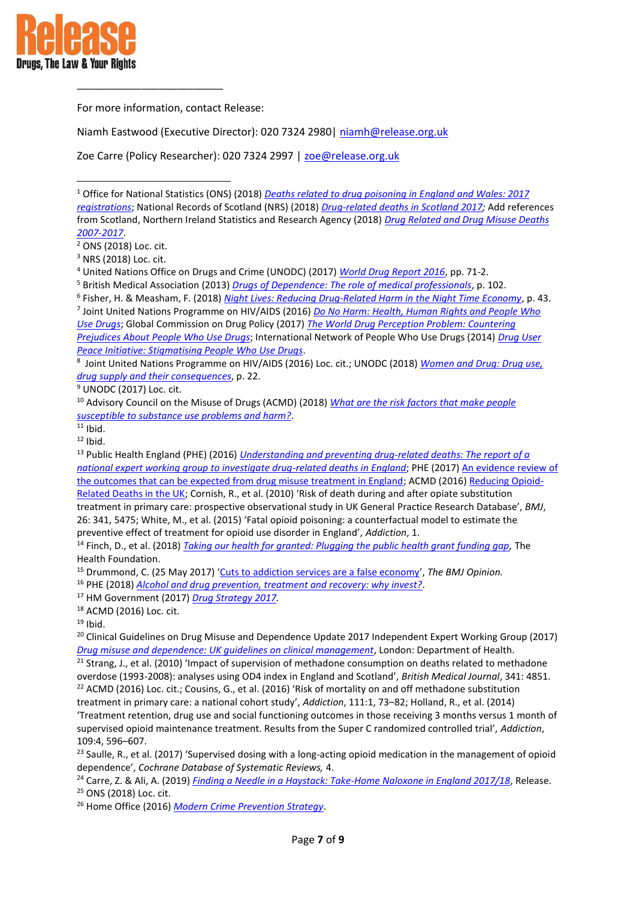---

For more information, contact Release:

Niamh Eastwood (Executive Director): 020 7324 2980| niamh@release.org.uk

Zoe Carre (Policy Researcher): 020 7324 2997 | zoe@release.org.uk

---

[1] Office for National Statistics (ONS) (2018) *Deaths related to drug poisoning in England and Wales: 2017 registrations*; National Records of Scotland (NRS) (2018) *Drug-related deaths in Scotland 2017*; Add references from Scotland, Northern Ireland Statistics and Research Agency (2018) *Drug Related and Drug Misuse Deaths 2007-2017*.

[2] ONS (2018) Loc. cit.

[3] NRS (2018) Loc. cit.

[4] United Nations Office on Drugs and Crime (UNODC) (2017) *World Drug Report 2016*, pp. 71-2.

[5] British Medical Association (2013) *Drugs of Dependence: The role of medical professionals*, p. 102.

[6] Fisher, H. & Measham, F. (2018) *Night Lives: Reducing Drug-Related Harm in the Night Time Economy*, p. 43.

[7] Joint United Nations Programme on HIV/AIDS (2016) *Do No Harm: Health, Human Rights and People Who Use Drugs*; Global Commission on Drug Policy (2017) *The World Drug Perception Problem: Countering Prejudices About People Who Use Drugs*; International Network of People Who Use Drugs (2014) *Drug User Peace Initiative: Stigmatising People Who Use Drugs*.

[8] Joint United Nations Programme on HIV/AIDS (2016) Loc. cit.; UNODC (2018) *Women and Drug: Drug use, drug supply and their consequences*, p. 22.

[9] UNODC (2017) Loc. cit.

[10] Advisory Council on the Misuse of Drugs (ACMD) (2018) *What are the risk factors that make people susceptible to substance use problems and harm?*.

[11] Ibid.

[12] Ibid.

[13] Public Health England (PHE) (2016) *Understanding and preventing drug-related deaths: The report of a national expert working group to investigate drug-related deaths in England*; PHE (2017) An evidence review of the outcomes that can be expected from drug misuse treatment in England; ACMD (2016) Reducing Opioid-Related Deaths in the UK; Cornish, R., et al. (2010) 'Risk of death during and after opiate substitution treatment in primary care: prospective observational study in UK General Practice Research Database', *BMJ*, 26: 341, 5475; White, M., et al. (2015) 'Fatal opioid poisoning: a counterfactual model to estimate the preventive effect of treatment for opioid use disorder in England', *Addiction*, 1.

[14] Finch, D., et al. (2018) *Taking our health for granted: Plugging the public health grant funding gap*, The Health Foundation.

[15] Drummond, C. (25 May 2017) 'Cuts to addiction services are a false economy', *The BMJ Opinion.*

[16] PHE (2018) *Alcohol and drug prevention, treatment and recovery: why invest?*.

[17] HM Government (2017) *Drug Strategy 2017.*

[18] ACMD (2016) Loc. cit.

[19] Ibid.

[20] Clinical Guidelines on Drug Misuse and Dependence Update 2017 Independent Expert Working Group (2017) *Drug misuse and dependence: UK guidelines on clinical management*, London: Department of Health.

[21] Strang, J., et al. (2010) 'Impact of supervision of methadone consumption on deaths related to methadone overdose (1993-2008): analyses using OD4 index in England and Scotland', *British Medical Journal*, 341: 4851.

[22] ACMD (2016) Loc. cit.; Cousins, G., et al. (2016) 'Risk of mortality on and off methadone substitution treatment in primary care: a national cohort study', *Addiction*, 111:1, 73–82; Holland, R., et al. (2014) 'Treatment retention, drug use and social functioning outcomes in those receiving 3 months versus 1 month of supervised opioid maintenance treatment. Results from the Super C randomized controlled trial', *Addiction*, 109:4, 596–607.

[23] Saulle, R., et al. (2017) 'Supervised dosing with a long-acting opioid medication in the management of opioid dependence', *Cochrane Database of Systematic Reviews,* 4.

[24] Carre, Z. & Ali, A. (2019) *Finding a Needle in a Haystack: Take-Home Naloxone in England 2017/18*, Release.

[25] ONS (2018) Loc. cit.

[26] Home Office (2016) *Modern Crime Prevention Strategy*.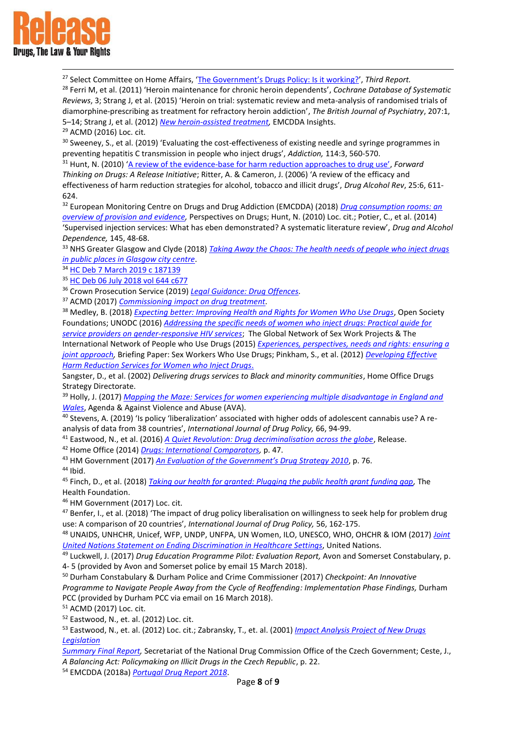[27] Select Committee on Home Affairs, 'The Government's Drugs Policy: Is it working?', *Third Report.*

[28] Ferri M, et al. (2011) 'Heroin maintenance for chronic heroin dependents', *Cochrane Database of Systematic Reviews*, 3; Strang J, et al. (2015) 'Heroin on trial: systematic review and meta-analysis of randomised trials of diamorphine-prescribing as treatment for refractory heroin addiction', *The British Journal of Psychiatry*, 207:1, 5–14; Strang J, et al. (2012) *New heroin-assisted treatment*, EMCDDA Insights.

[29] ACMD (2016) Loc. cit.

[30] Sweeney, S., et al. (2019) 'Evaluating the cost-effectiveness of existing needle and syringe programmes in preventing hepatitis C transmission in people who inject drugs', *Addiction,* 114:3, 560-570.

[31] Hunt, N. (2010) 'A review of the evidence-base for harm reduction approaches to drug use', *Forward Thinking on Drugs: A Release Initiative*; Ritter, A. & Cameron, J. (2006) 'A review of the efficacy and effectiveness of harm reduction strategies for alcohol, tobacco and illicit drugs', *Drug Alcohol Rev*, 25:6, 611-624.

[32] European Monitoring Centre on Drugs and Drug Addiction (EMCDDA) (2018) *Drug consumption rooms: an overview of provision and evidence,* Perspectives on Drugs; Hunt, N. (2010) Loc. cit.; Potier, C., et al. (2014) 'Supervised injection services: What has eben demonstrated? A systematic literature review', *Drug and Alcohol Dependence,* 145, 48-68.

[33] NHS Greater Glasgow and Clyde (2018) *Taking Away the Chaos: The health needs of people who inject drugs in public places in Glasgow city centre*.

[34] HC Deb 7 March 2019 c 187139

[35] HC Deb 06 July 2018 vol 644 c677

[36] Crown Prosecution Service (2019) *Legal Guidance: Drug Offences.*

[37] ACMD (2017) *Commissioning impact on drug treatment.*

[38] Medley, B. (2018) *Expecting better: Improving Health and Rights for Women Who Use Drugs*, Open Society Foundations; UNODC (2016) *Addressing the specific needs of women who inject drugs: Practical guide for service providers on gender-responsive HIV services*; The Global Network of Sex Work Projects & The International Network of People who Use Drugs (2015) *Experiences, perspectives, needs and rights: ensuring a joint approach,* Briefing Paper: Sex Workers Who Use Drugs; Pinkham, S., et al. (2012) *Developing Effective Harm Reduction Services for Women who Inject Drugs*.

Sangster, D., et al. (2002) *Delivering drugs services to Black and minority communities*, Home Office Drugs Strategy Directorate.

[39] Holly, J. (2017) *Mapping the Maze: Services for women experiencing multiple disadvantage in England and Wales*, Agenda & Against Violence and Abuse (AVA).

[40] Stevens, A. (2019) 'Is policy 'liberalization' associated with higher odds of adolescent cannabis use? A re-analysis of data from 38 countries', *International Journal of Drug Policy,* 66, 94-99.

[41] Eastwood, N., et al. (2016) *A Quiet Revolution: Drug decriminalisation across the globe*, Release.

[42] Home Office (2014) *Drugs: International Comparators,* p. 47.

[43] HM Government (2017) *An Evaluation of the Government's Drug Strategy 2010*, p. 76.

[44] Ibid.

[45] Finch, D., et al. (2018) *Taking our health for granted: Plugging the public health grant funding gap,* The Health Foundation.

[46] HM Government (2017) Loc. cit.

[47] Benfer, I., et al. (2018) 'The impact of drug policy liberalisation on willingness to seek help for problem drug use: A comparison of 20 countries', *International Journal of Drug Policy,* 56, 162-175.

[48] UNAIDS, UNHCHR, Unicef, WFP, UNDP, UNFPA, UN Women, ILO, UNESCO, WHO, OHCHR & IOM (2017) *Joint United Nations Statement on Ending Discrimination in Healthcare Settings*, United Nations.

[49] Luckwell, J. (2017) *Drug Education Programme Pilot: Evaluation Report,* Avon and Somerset Constabulary, p. 4- 5 (provided by Avon and Somerset police by email 15 March 2018).

[50] Durham Constabulary & Durham Police and Crime Commissioner (2017) *Checkpoint: An Innovative Programme to Navigate People Away from the Cycle of Reoffending: Implementation Phase Findings,* Durham PCC (provided by Durham PCC via email on 16 March 2018).

[51] ACMD (2017) Loc. cit.

[52] Eastwood, N., et. al. (2012) Loc. cit.

[53] Eastwood, N., et. al. (2012) Loc. cit.; Zabransky, T., et. al. (2001) *Impact Analysis Project of New Drugs Legislation Summary Final Report,* Secretariat of the National Drug Commission Office of the Czech Government; Ceste, J., *A Balancing Act: Policymaking on Illicit Drugs in the Czech Republic*, p. 22.

[54] EMCDDA (2018a) *Portugal Drug Report 2018*.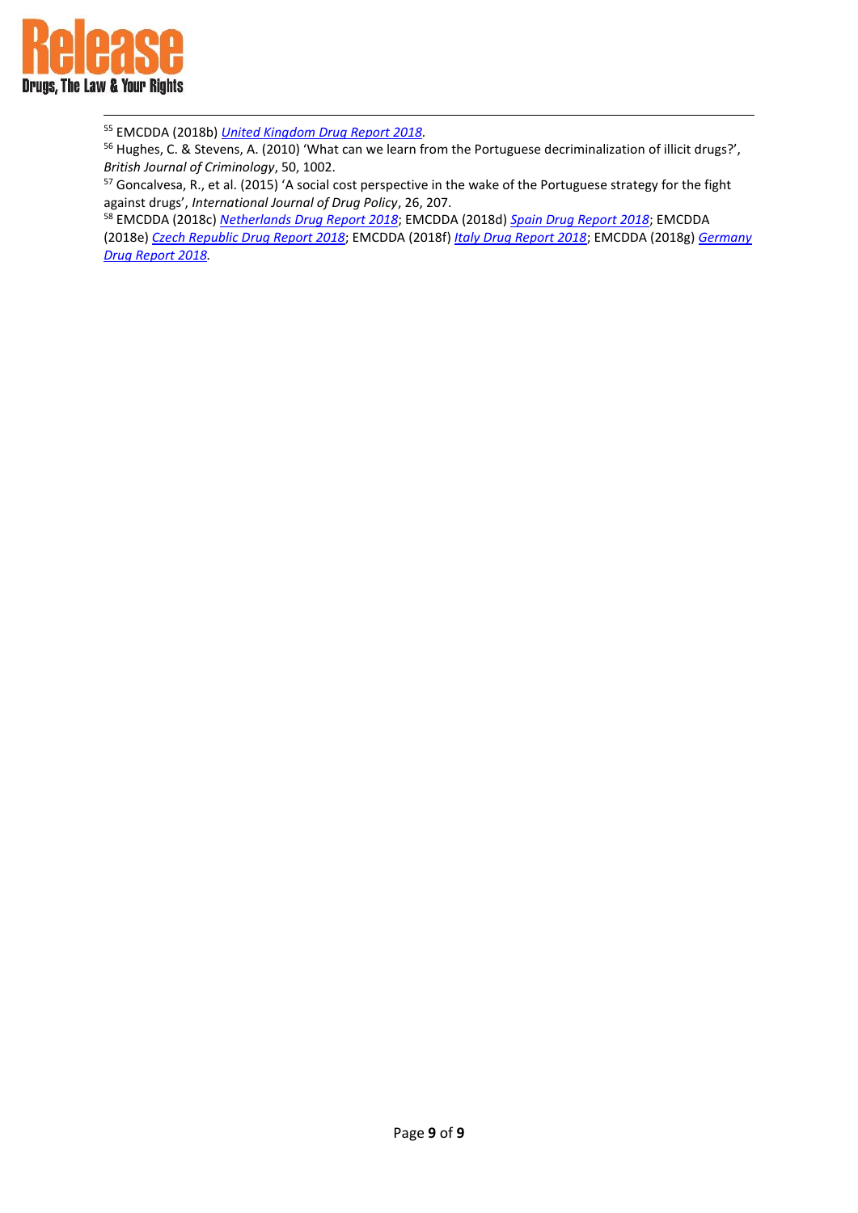[55] EMCDDA (2018b) *United Kingdom Drug Report 2018*.

[56] Hughes, C. & Stevens, A. (2010) 'What can we learn from the Portuguese decriminalization of illicit drugs?', *British Journal of Criminology*, 50, 1002.

[57] Goncalvesa, R., et al. (2015) 'A social cost perspective in the wake of the Portuguese strategy for the fight against drugs', *International Journal of Drug Policy*, 26, 207.

[58] EMCDDA (2018c) *Netherlands Drug Report 2018*; EMCDDA (2018d) *Spain Drug Report 2018*; EMCDDA (2018e) *Czech Republic Drug Report 2018*; EMCDDA (2018f) *Italy Drug Report 2018*; EMCDDA (2018g) *Germany Drug Report 2018*.